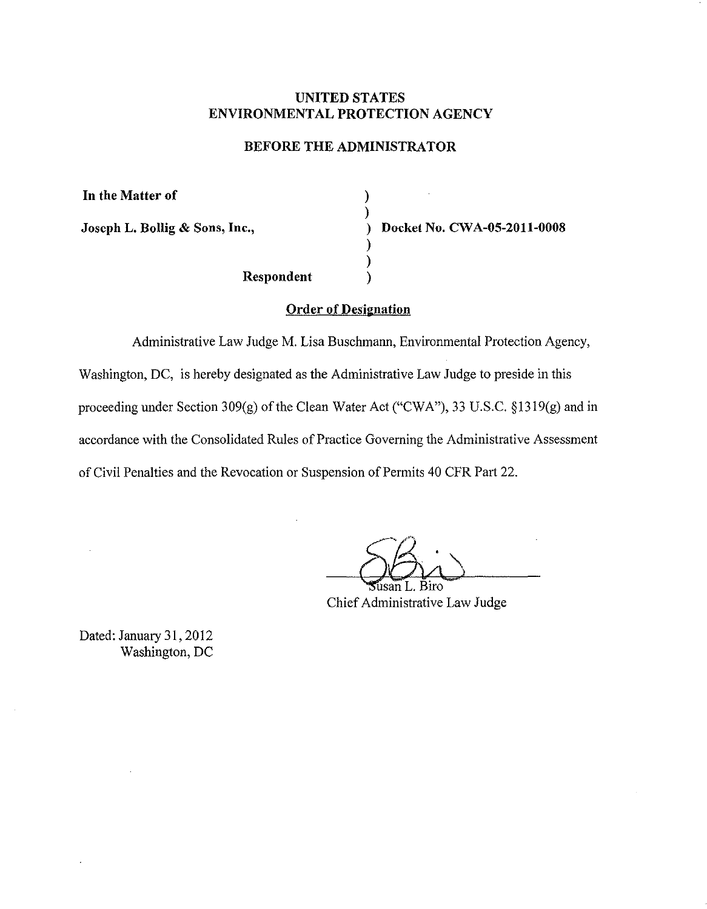**UNITED STATES**
**ENVIRONMENTAL PROTECTION AGENCY**

**BEFORE THE ADMINISTRATOR**

| | | |
|---|---|---|
| **In the Matter of** | ) | |
| | ) | |
| **Joseph L. Bollig & Sons, Inc.,** | ) | **Docket No. CWA-05-2011-0008** |
| | ) | |
| | ) | |
| **Respondent** | ) | |

**<u>Order of Designation</u>**

Administrative Law Judge M. Lisa Buschmann, Environmental Protection Agency, Washington, DC, is hereby designated as the Administrative Law Judge to preside in this proceeding under Section 309(g) of the Clean Water Act ("CWA"), 33 U.S.C. §1319(g) and in accordance with the Consolidated Rules of Practice Governing the Administrative Assessment of Civil Penalties and the Revocation or Suspension of Permits 40 CFR Part 22.

Susan L. Biro
Chief Administrative Law Judge

Dated: January 31, 2012
Washington, DC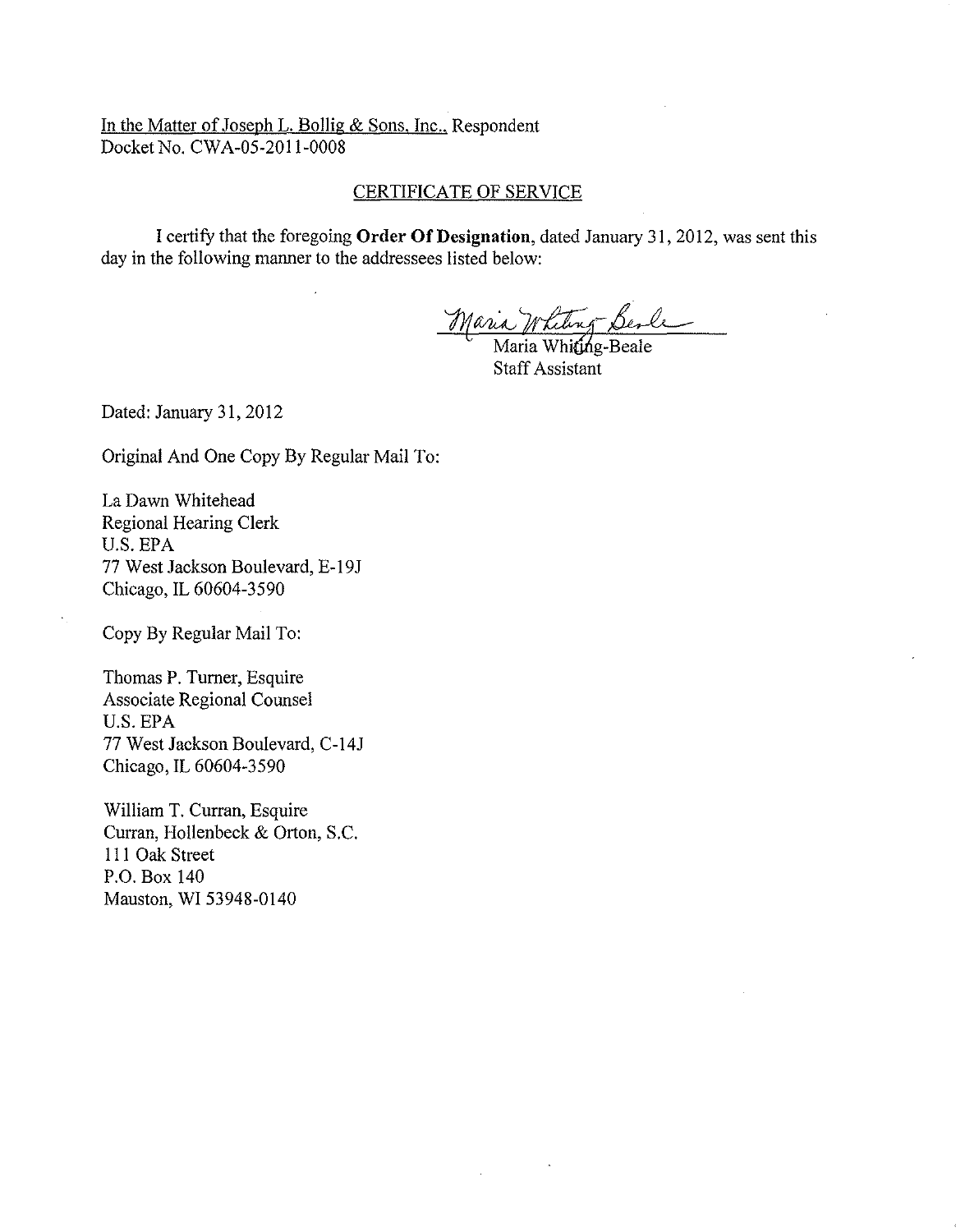In the Matter of Joseph L. Bollig & Sons, Inc., Respondent
Docket No. CWA-05-2011-0008

## CERTIFICATE OF SERVICE

I certify that the foregoing **Order Of Designation**, dated January 31, 2012, was sent this day in the following manner to the addressees listed below:

Maria Whiting-Beale
Staff Assistant

Dated: January 31, 2012

Original And One Copy By Regular Mail To:

La Dawn Whitehead
Regional Hearing Clerk
U.S. EPA
77 West Jackson Boulevard, E-19J
Chicago, IL 60604-3590

Copy By Regular Mail To:

Thomas P. Turner, Esquire
Associate Regional Counsel
U.S. EPA
77 West Jackson Boulevard, C-14J
Chicago, IL 60604-3590

William T. Curran, Esquire
Curran, Hollenbeck & Orton, S.C.
111 Oak Street
P.O. Box 140
Mauston, WI 53948-0140